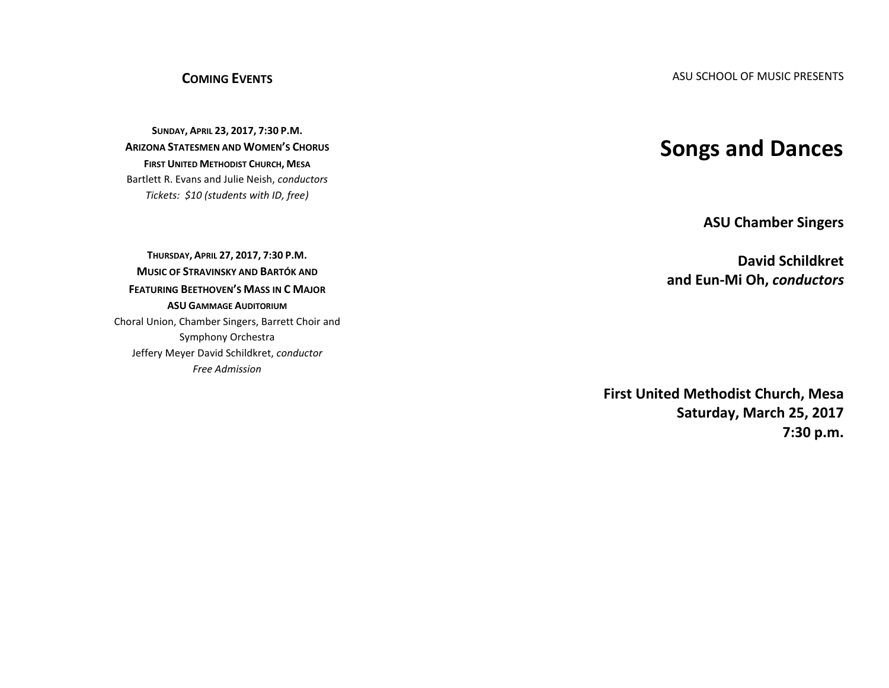## Coming Events

**Sunday, April 23, 2017, 7:30 P.M.**
**Arizona Statesmen and Women's Chorus**
**First United Methodist Church, Mesa**
Bartlett R. Evans and Julie Neish, *conductors*
*Tickets: $10 (students with ID, free)*

**Thursday, April 27, 2017, 7:30 P.M.**
**Music of Stravinsky and Bartók and**
**Featuring Beethoven's Mass in C Major**
**ASU Gammage Auditorium**
Choral Union, Chamber Singers, Barrett Choir and Symphony Orchestra
Jeffery Meyer David Schildkret, *conductor*
*Free Admission*

ASU SCHOOL OF MUSIC PRESENTS

# Songs and Dances

**ASU Chamber Singers**

**David Schildkret**
**and Eun-Mi Oh, *conductors***

**First United Methodist Church, Mesa**
**Saturday, March 25, 2017**
**7:30 p.m.**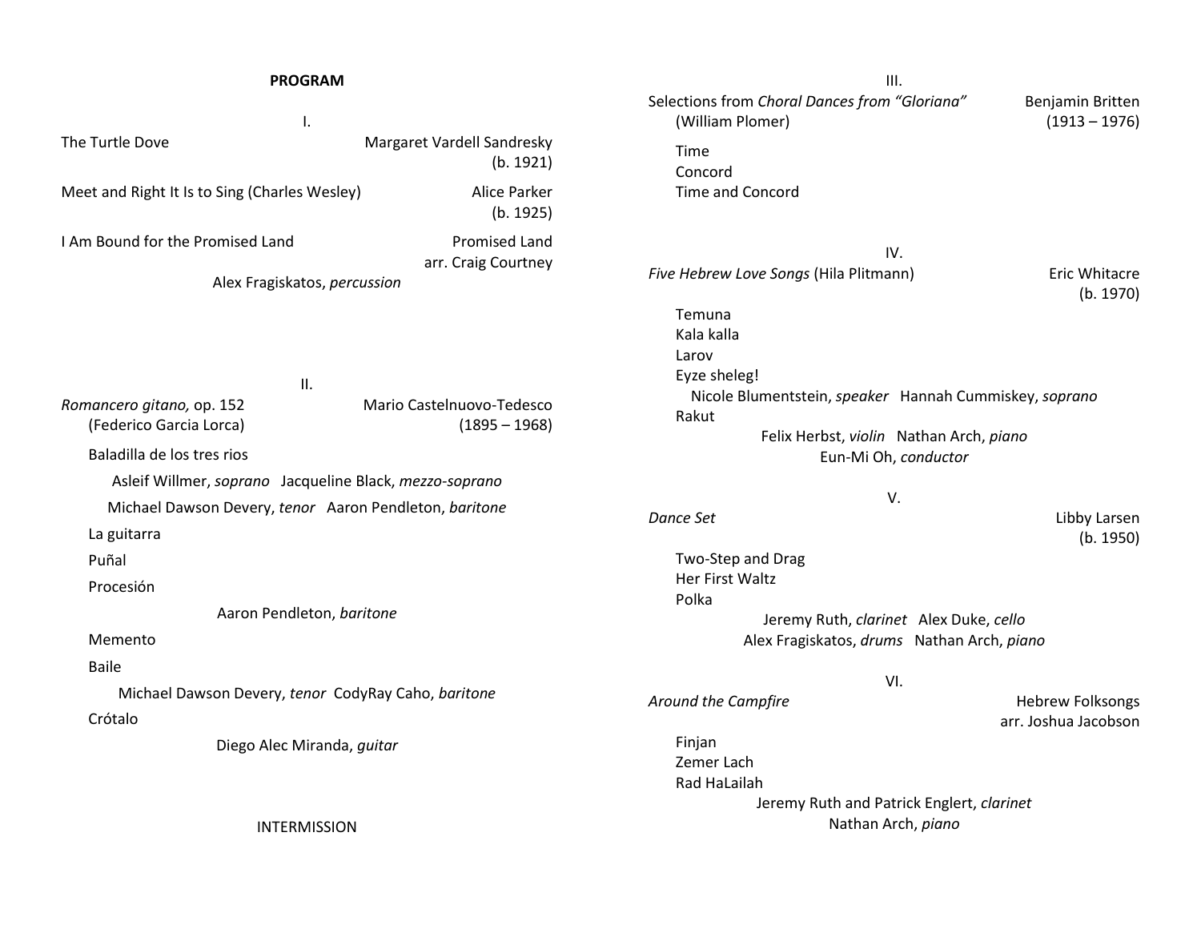## PROGRAM

### I.

The Turtle Dove — Margaret Vardell Sandresky (b. 1921)

Meet and Right It Is to Sing (Charles Wesley) — Alice Parker (b. 1925)

I Am Bound for the Promised Land — Promised Land, arr. Craig Courtney

Alex Fragiskatos, *percussion*

### II.

*Romancero gitano,* op. 152 (Federico Garcia Lorca) — Mario Castelnuovo-Tedesco (1895 – 1968)

Baladilla de los tres rios

Asleif Willmer, *soprano* Jacqueline Black, *mezzo-soprano*
Michael Dawson Devery, *tenor* Aaron Pendleton, *baritone*

La guitarra

Puñal

Procesión

Aaron Pendleton, *baritone*

Memento

Baile

Michael Dawson Devery, *tenor* CodyRay Caho, *baritone*

Crótalo

Diego Alec Miranda, *guitar*

INTERMISSION

### III.

Selections from *Choral Dances from "Gloriana"* (William Plomer) — Benjamin Britten (1913 – 1976)

Time
Concord
Time and Concord

### IV.

*Five Hebrew Love Songs* (Hila Plitmann) — Eric Whitacre (b. 1970)

Temuna
Kala kalla
Larov
Eyze sheleg!

Nicole Blumentstein, *speaker* Hannah Cummiskey, *soprano*

Rakut

Felix Herbst, *violin* Nathan Arch, *piano*
Eun-Mi Oh, *conductor*

### V.

*Dance Set* — Libby Larsen (b. 1950)

Two-Step and Drag
Her First Waltz
Polka

Jeremy Ruth, *clarinet* Alex Duke, *cello*
Alex Fragiskatos, *drums* Nathan Arch, *piano*

### VI.

*Around the Campfire* — Hebrew Folksongs, arr. Joshua Jacobson

Finjan
Zemer Lach
Rad HaLailah

Jeremy Ruth and Patrick Englert, *clarinet*
Nathan Arch, *piano*